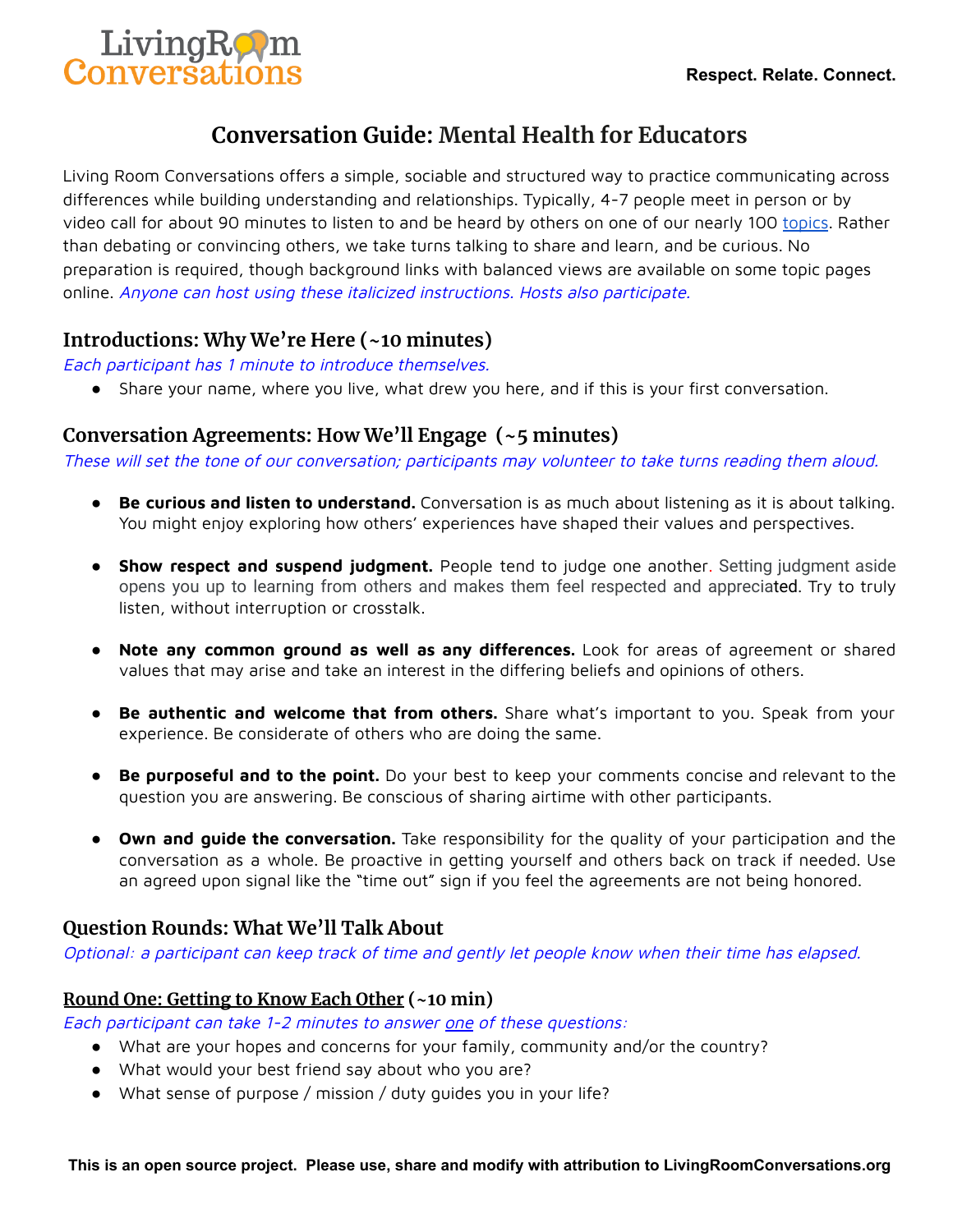LivingRoom Conversations

**Respect. Relate. Connect.**

# Conversation Guide: Mental Health for Educators

Living Room Conversations offers a simple, sociable and structured way to practice communicating across differences while building understanding and relationships. Typically, 4-7 people meet in person or by video call for about 90 minutes to listen to and be heard by others on one of our nearly 100 topics. Rather than debating or convincing others, we take turns talking to share and learn, and be curious. No preparation is required, though background links with balanced views are available on some topic pages online. *Anyone can host using these italicized instructions. Hosts also participate.*

## Introductions: Why We're Here (~10 minutes)

*Each participant has 1 minute to introduce themselves.*

- Share your name, where you live, what drew you here, and if this is your first conversation.

## Conversation Agreements: How We'll Engage (~5 minutes)

*These will set the tone of our conversation; participants may volunteer to take turns reading them aloud.*

- **Be curious and listen to understand.** Conversation is as much about listening as it is about talking. You might enjoy exploring how others' experiences have shaped their values and perspectives.
- **Show respect and suspend judgment.** People tend to judge one another. Setting judgment aside opens you up to learning from others and makes them feel respected and appreciated. Try to truly listen, without interruption or crosstalk.
- **Note any common ground as well as any differences.** Look for areas of agreement or shared values that may arise and take an interest in the differing beliefs and opinions of others.
- **Be authentic and welcome that from others.** Share what's important to you. Speak from your experience. Be considerate of others who are doing the same.
- **Be purposeful and to the point.** Do your best to keep your comments concise and relevant to the question you are answering. Be conscious of sharing airtime with other participants.
- **Own and guide the conversation.** Take responsibility for the quality of your participation and the conversation as a whole. Be proactive in getting yourself and others back on track if needed. Use an agreed upon signal like the "time out" sign if you feel the agreements are not being honored.

## Question Rounds: What We'll Talk About

*Optional: a participant can keep track of time and gently let people know when their time has elapsed.*

### Round One: Getting to Know Each Other (~10 min)

*Each participant can take 1-2 minutes to answer one of these questions:*

- What are your hopes and concerns for your family, community and/or the country?
- What would your best friend say about who you are?
- What sense of purpose / mission / duty guides you in your life?

**This is an open source project. Please use, share and modify with attribution to LivingRoomConversations.org**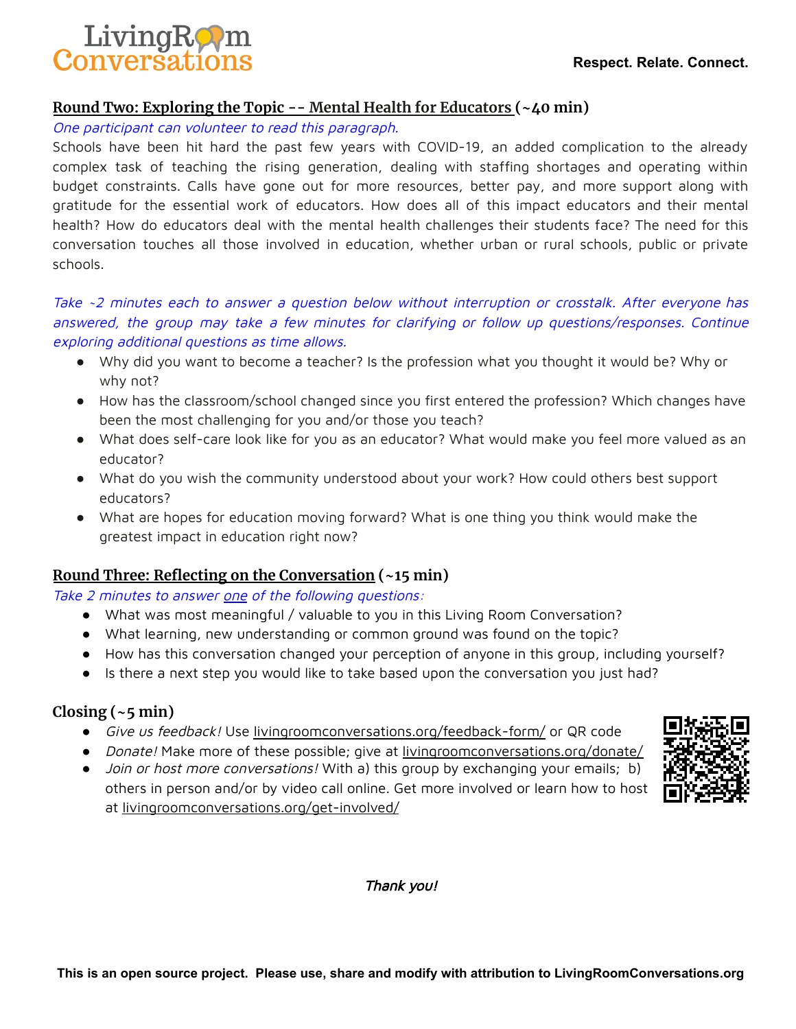## Round Two: Exploring the Topic -- Mental Health for Educators (~40 min)

*One participant can volunteer to read this paragraph.*

Schools have been hit hard the past few years with COVID-19, an added complication to the already complex task of teaching the rising generation, dealing with staffing shortages and operating within budget constraints. Calls have gone out for more resources, better pay, and more support along with gratitude for the essential work of educators. How does all of this impact educators and their mental health? How do educators deal with the mental health challenges their students face? The need for this conversation touches all those involved in education, whether urban or rural schools, public or private schools.

*Take ~2 minutes each to answer a question below without interruption or crosstalk. After everyone has answered, the group may take a few minutes for clarifying or follow up questions/responses. Continue exploring additional questions as time allows.*

- Why did you want to become a teacher? Is the profession what you thought it would be? Why or why not?
- How has the classroom/school changed since you first entered the profession? Which changes have been the most challenging for you and/or those you teach?
- What does self-care look like for you as an educator? What would make you feel more valued as an educator?
- What do you wish the community understood about your work? How could others best support educators?
- What are hopes for education moving forward? What is one thing you think would make the greatest impact in education right now?

## Round Three: Reflecting on the Conversation (~15 min)

*Take 2 minutes to answer one of the following questions:*

- What was most meaningful / valuable to you in this Living Room Conversation?
- What learning, new understanding or common ground was found on the topic?
- How has this conversation changed your perception of anyone in this group, including yourself?
- Is there a next step you would like to take based upon the conversation you just had?

## Closing (~5 min)

- *Give us feedback!* Use livingroomconversations.org/feedback-form/ or QR code
- *Donate!* Make more of these possible; give at livingroomconversations.org/donate/
- *Join or host more conversations!* With a) this group by exchanging your emails; b) others in person and/or by video call online. Get more involved or learn how to host at livingroomconversations.org/get-involved/

*Thank you!*

**This is an open source project. Please use, share and modify with attribution to LivingRoomConversations.org**